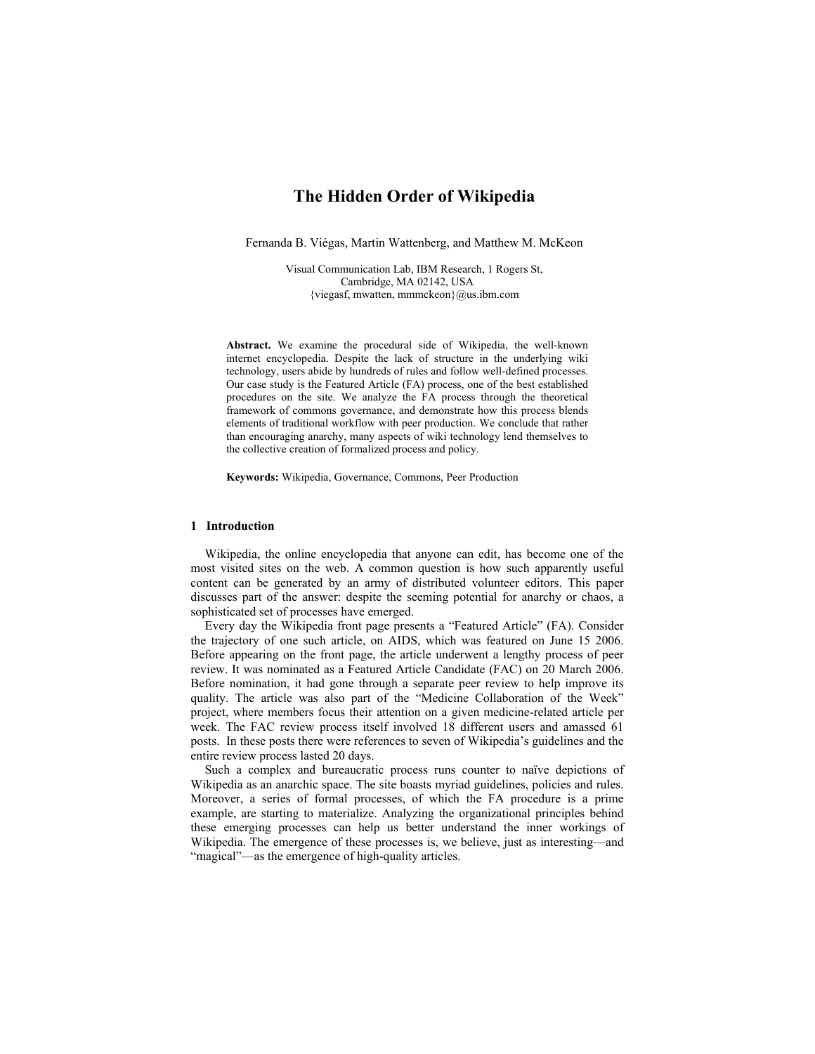# The Hidden Order of Wikipedia

Fernanda B. Viégas, Martin Wattenberg, and Matthew M. McKeon

Visual Communication Lab, IBM Research, 1 Rogers St,
Cambridge, MA 02142, USA
{viegasf, mwatten, mmmckeon}@us.ibm.com

**Abstract.** We examine the procedural side of Wikipedia, the well-known internet encyclopedia. Despite the lack of structure in the underlying wiki technology, users abide by hundreds of rules and follow well-defined processes. Our case study is the Featured Article (FA) process, one of the best established procedures on the site. We analyze the FA process through the theoretical framework of commons governance, and demonstrate how this process blends elements of traditional workflow with peer production. We conclude that rather than encouraging anarchy, many aspects of wiki technology lend themselves to the collective creation of formalized process and policy.

**Keywords:** Wikipedia, Governance, Commons, Peer Production

## 1 Introduction

Wikipedia, the online encyclopedia that anyone can edit, has become one of the most visited sites on the web. A common question is how such apparently useful content can be generated by an army of distributed volunteer editors. This paper discusses part of the answer: despite the seeming potential for anarchy or chaos, a sophisticated set of processes have emerged.

Every day the Wikipedia front page presents a "Featured Article" (FA). Consider the trajectory of one such article, on AIDS, which was featured on June 15 2006. Before appearing on the front page, the article underwent a lengthy process of peer review. It was nominated as a Featured Article Candidate (FAC) on 20 March 2006. Before nomination, it had gone through a separate peer review to help improve its quality. The article was also part of the "Medicine Collaboration of the Week" project, where members focus their attention on a given medicine-related article per week. The FAC review process itself involved 18 different users and amassed 61 posts. In these posts there were references to seven of Wikipedia's guidelines and the entire review process lasted 20 days.

Such a complex and bureaucratic process runs counter to naïve depictions of Wikipedia as an anarchic space. The site boasts myriad guidelines, policies and rules. Moreover, a series of formal processes, of which the FA procedure is a prime example, are starting to materialize. Analyzing the organizational principles behind these emerging processes can help us better understand the inner workings of Wikipedia. The emergence of these processes is, we believe, just as interesting—and "magical"—as the emergence of high-quality articles.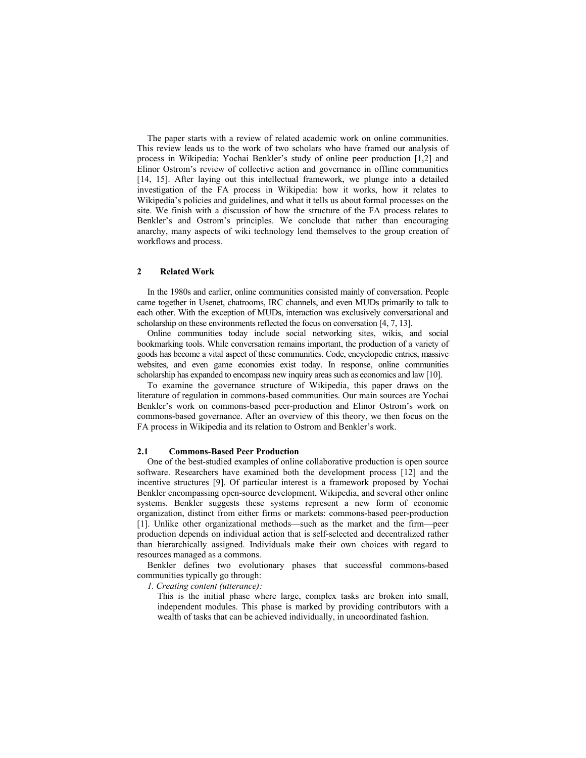The paper starts with a review of related academic work on online communities. This review leads us to the work of two scholars who have framed our analysis of process in Wikipedia: Yochai Benkler's study of online peer production [1,2] and Elinor Ostrom's review of collective action and governance in offline communities [14, 15]. After laying out this intellectual framework, we plunge into a detailed investigation of the FA process in Wikipedia: how it works, how it relates to Wikipedia's policies and guidelines, and what it tells us about formal processes on the site. We finish with a discussion of how the structure of the FA process relates to Benkler's and Ostrom's principles. We conclude that rather than encouraging anarchy, many aspects of wiki technology lend themselves to the group creation of workflows and process.

## 2 Related Work

In the 1980s and earlier, online communities consisted mainly of conversation. People came together in Usenet, chatrooms, IRC channels, and even MUDs primarily to talk to each other. With the exception of MUDs, interaction was exclusively conversational and scholarship on these environments reflected the focus on conversation [4, 7, 13].

Online communities today include social networking sites, wikis, and social bookmarking tools. While conversation remains important, the production of a variety of goods has become a vital aspect of these communities. Code, encyclopedic entries, massive websites, and even game economies exist today. In response, online communities scholarship has expanded to encompass new inquiry areas such as economics and law [10].

To examine the governance structure of Wikipedia, this paper draws on the literature of regulation in commons-based communities. Our main sources are Yochai Benkler's work on commons-based peer-production and Elinor Ostrom's work on commons-based governance. After an overview of this theory, we then focus on the FA process in Wikipedia and its relation to Ostrom and Benkler's work.

### 2.1 Commons-Based Peer Production

One of the best-studied examples of online collaborative production is open source software. Researchers have examined both the development process [12] and the incentive structures [9]. Of particular interest is a framework proposed by Yochai Benkler encompassing open-source development, Wikipedia, and several other online systems. Benkler suggests these systems represent a new form of economic organization, distinct from either firms or markets: commons-based peer-production [1]. Unlike other organizational methods—such as the market and the firm—peer production depends on individual action that is self-selected and decentralized rather than hierarchically assigned. Individuals make their own choices with regard to resources managed as a commons.

Benkler defines two evolutionary phases that successful commons-based communities typically go through:

*1. Creating content (utterance):*

This is the initial phase where large, complex tasks are broken into small, independent modules. This phase is marked by providing contributors with a wealth of tasks that can be achieved individually, in uncoordinated fashion.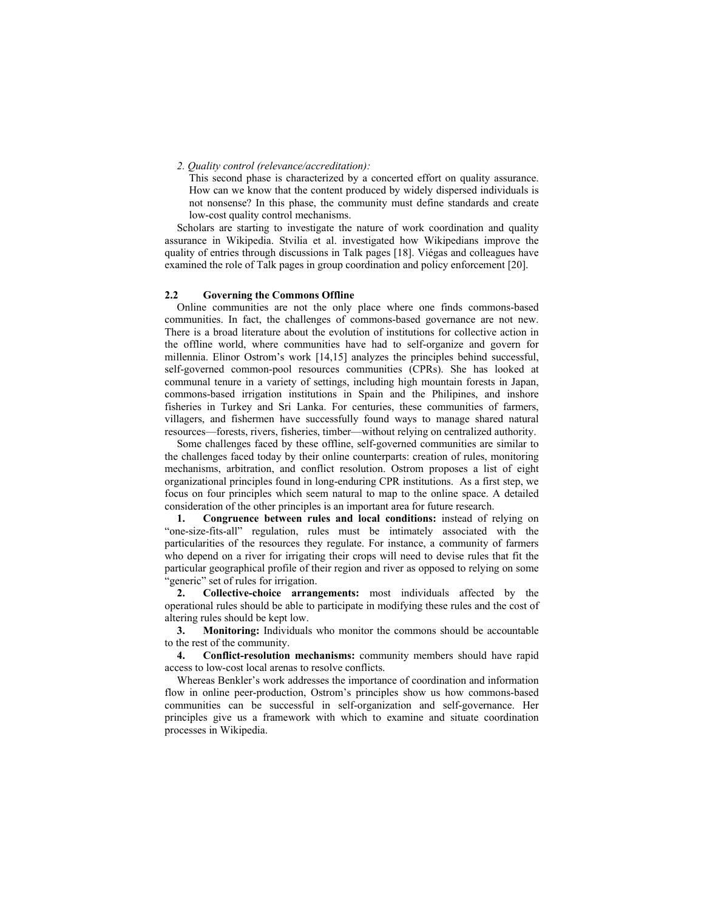*2. Quality control (relevance/accreditation):*

This second phase is characterized by a concerted effort on quality assurance. How can we know that the content produced by widely dispersed individuals is not nonsense? In this phase, the community must define standards and create low-cost quality control mechanisms.

Scholars are starting to investigate the nature of work coordination and quality assurance in Wikipedia. Stvilia et al. investigated how Wikipedians improve the quality of entries through discussions in Talk pages [18]. Viégas and colleagues have examined the role of Talk pages in group coordination and policy enforcement [20].

## 2.2 Governing the Commons Offline

Online communities are not the only place where one finds commons-based communities. In fact, the challenges of commons-based governance are not new. There is a broad literature about the evolution of institutions for collective action in the offline world, where communities have had to self-organize and govern for millennia. Elinor Ostrom's work [14,15] analyzes the principles behind successful, self-governed common-pool resources communities (CPRs). She has looked at communal tenure in a variety of settings, including high mountain forests in Japan, commons-based irrigation institutions in Spain and the Philipines, and inshore fisheries in Turkey and Sri Lanka. For centuries, these communities of farmers, villagers, and fishermen have successfully found ways to manage shared natural resources—forests, rivers, fisheries, timber—without relying on centralized authority.

Some challenges faced by these offline, self-governed communities are similar to the challenges faced today by their online counterparts: creation of rules, monitoring mechanisms, arbitration, and conflict resolution. Ostrom proposes a list of eight organizational principles found in long-enduring CPR institutions. As a first step, we focus on four principles which seem natural to map to the online space. A detailed consideration of the other principles is an important area for future research.

1. **Congruence between rules and local conditions:** instead of relying on "one-size-fits-all" regulation, rules must be intimately associated with the particularities of the resources they regulate. For instance, a community of farmers who depend on a river for irrigating their crops will need to devise rules that fit the particular geographical profile of their region and river as opposed to relying on some "generic" set of rules for irrigation.
2. **Collective-choice arrangements:** most individuals affected by the operational rules should be able to participate in modifying these rules and the cost of altering rules should be kept low.
3. **Monitoring:** Individuals who monitor the commons should be accountable to the rest of the community.
4. **Conflict-resolution mechanisms:** community members should have rapid access to low-cost local arenas to resolve conflicts.

Whereas Benkler's work addresses the importance of coordination and information flow in online peer-production, Ostrom's principles show us how commons-based communities can be successful in self-organization and self-governance. Her principles give us a framework with which to examine and situate coordination processes in Wikipedia.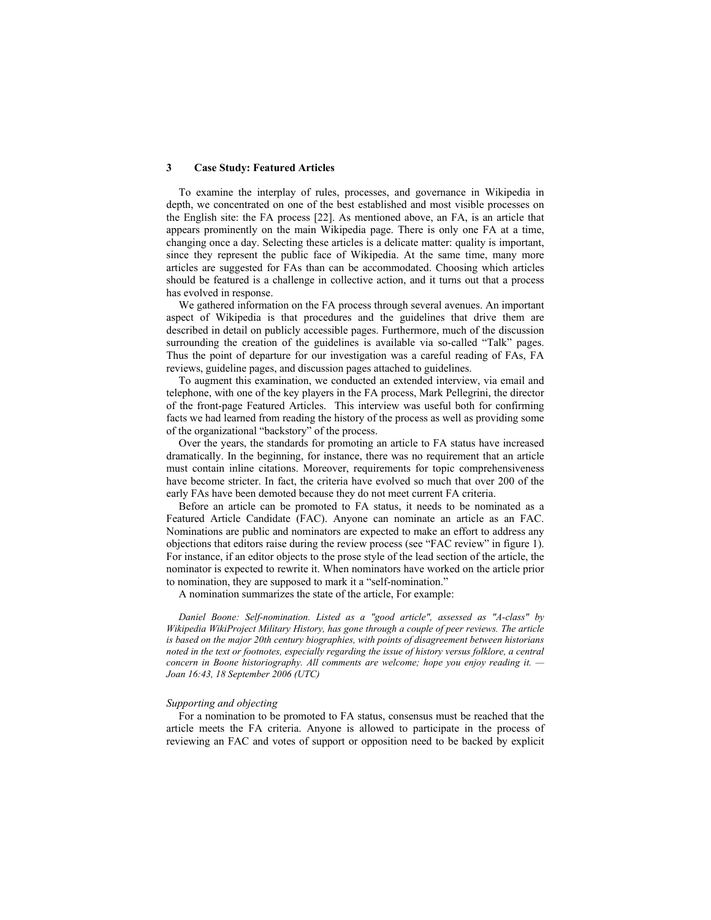## 3 Case Study: Featured Articles

To examine the interplay of rules, processes, and governance in Wikipedia in depth, we concentrated on one of the best established and most visible processes on the English site: the FA process [22]. As mentioned above, an FA, is an article that appears prominently on the main Wikipedia page. There is only one FA at a time, changing once a day. Selecting these articles is a delicate matter: quality is important, since they represent the public face of Wikipedia. At the same time, many more articles are suggested for FAs than can be accommodated. Choosing which articles should be featured is a challenge in collective action, and it turns out that a process has evolved in response.

We gathered information on the FA process through several avenues. An important aspect of Wikipedia is that procedures and the guidelines that drive them are described in detail on publicly accessible pages. Furthermore, much of the discussion surrounding the creation of the guidelines is available via so-called "Talk" pages. Thus the point of departure for our investigation was a careful reading of FAs, FA reviews, guideline pages, and discussion pages attached to guidelines.

To augment this examination, we conducted an extended interview, via email and telephone, with one of the key players in the FA process, Mark Pellegrini, the director of the front-page Featured Articles. This interview was useful both for confirming facts we had learned from reading the history of the process as well as providing some of the organizational "backstory" of the process.

Over the years, the standards for promoting an article to FA status have increased dramatically. In the beginning, for instance, there was no requirement that an article must contain inline citations. Moreover, requirements for topic comprehensiveness have become stricter. In fact, the criteria have evolved so much that over 200 of the early FAs have been demoted because they do not meet current FA criteria.

Before an article can be promoted to FA status, it needs to be nominated as a Featured Article Candidate (FAC). Anyone can nominate an article as an FAC. Nominations are public and nominators are expected to make an effort to address any objections that editors raise during the review process (see "FAC review" in figure 1). For instance, if an editor objects to the prose style of the lead section of the article, the nominator is expected to rewrite it. When nominators have worked on the article prior to nomination, they are supposed to mark it a "self-nomination."

A nomination summarizes the state of the article, For example:

*Daniel Boone: Self-nomination. Listed as a "good article", assessed as "A-class" by Wikipedia WikiProject Military History, has gone through a couple of peer reviews. The article is based on the major 20th century biographies, with points of disagreement between historians noted in the text or footnotes, especially regarding the issue of history versus folklore, a central concern in Boone historiography. All comments are welcome; hope you enjoy reading it. — Joan 16:43, 18 September 2006 (UTC)*

*Supporting and objecting*

For a nomination to be promoted to FA status, consensus must be reached that the article meets the FA criteria. Anyone is allowed to participate in the process of reviewing an FAC and votes of support or opposition need to be backed by explicit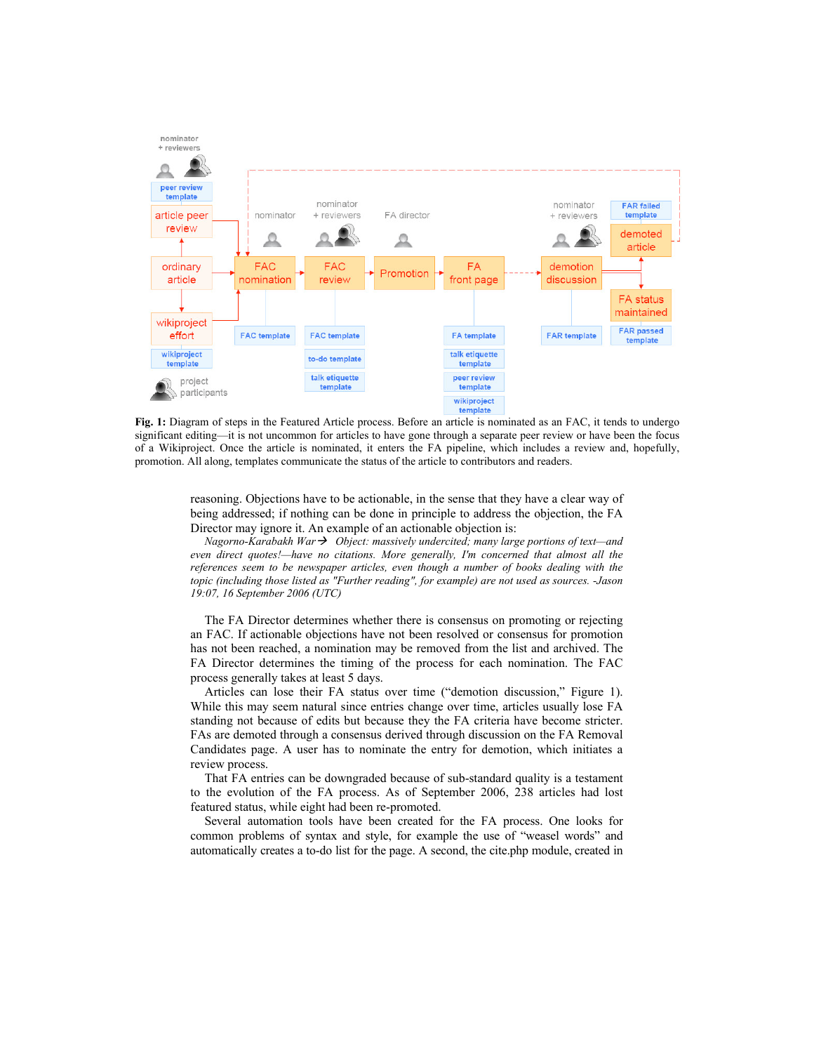**Fig. 1:** Diagram of steps in the Featured Article process. Before an article is nominated as an FAC, it tends to undergo significant editing—it is not uncommon for articles to have gone through a separate peer review or have been the focus of a Wikiproject. Once the article is nominated, it enters the FA pipeline, which includes a review and, hopefully, promotion. All along, templates communicate the status of the article to contributors and readers.

reasoning. Objections have to be actionable, in the sense that they have a clear way of being addressed; if nothing can be done in principle to address the objection, the FA Director may ignore it. An example of an actionable objection is:

*Nagorno-Karabakh War→ Object: massively undercited; many large portions of text—and even direct quotes!—have no citations. More generally, I'm concerned that almost all the references seem to be newspaper articles, even though a number of books dealing with the topic (including those listed as "Further reading", for example) are not used as sources. -Jason 19:07, 16 September 2006 (UTC)*

The FA Director determines whether there is consensus on promoting or rejecting an FAC. If actionable objections have not been resolved or consensus for promotion has not been reached, a nomination may be removed from the list and archived. The FA Director determines the timing of the process for each nomination. The FAC process generally takes at least 5 days.

Articles can lose their FA status over time ("demotion discussion," Figure 1). While this may seem natural since entries change over time, articles usually lose FA standing not because of edits but because they the FA criteria have become stricter. FAs are demoted through a consensus derived through discussion on the FA Removal Candidates page. A user has to nominate the entry for demotion, which initiates a review process.

That FA entries can be downgraded because of sub-standard quality is a testament to the evolution of the FA process. As of September 2006, 238 articles had lost featured status, while eight had been re-promoted.

Several automation tools have been created for the FA process. One looks for common problems of syntax and style, for example the use of "weasel words" and automatically creates a to-do list for the page. A second, the cite.php module, created in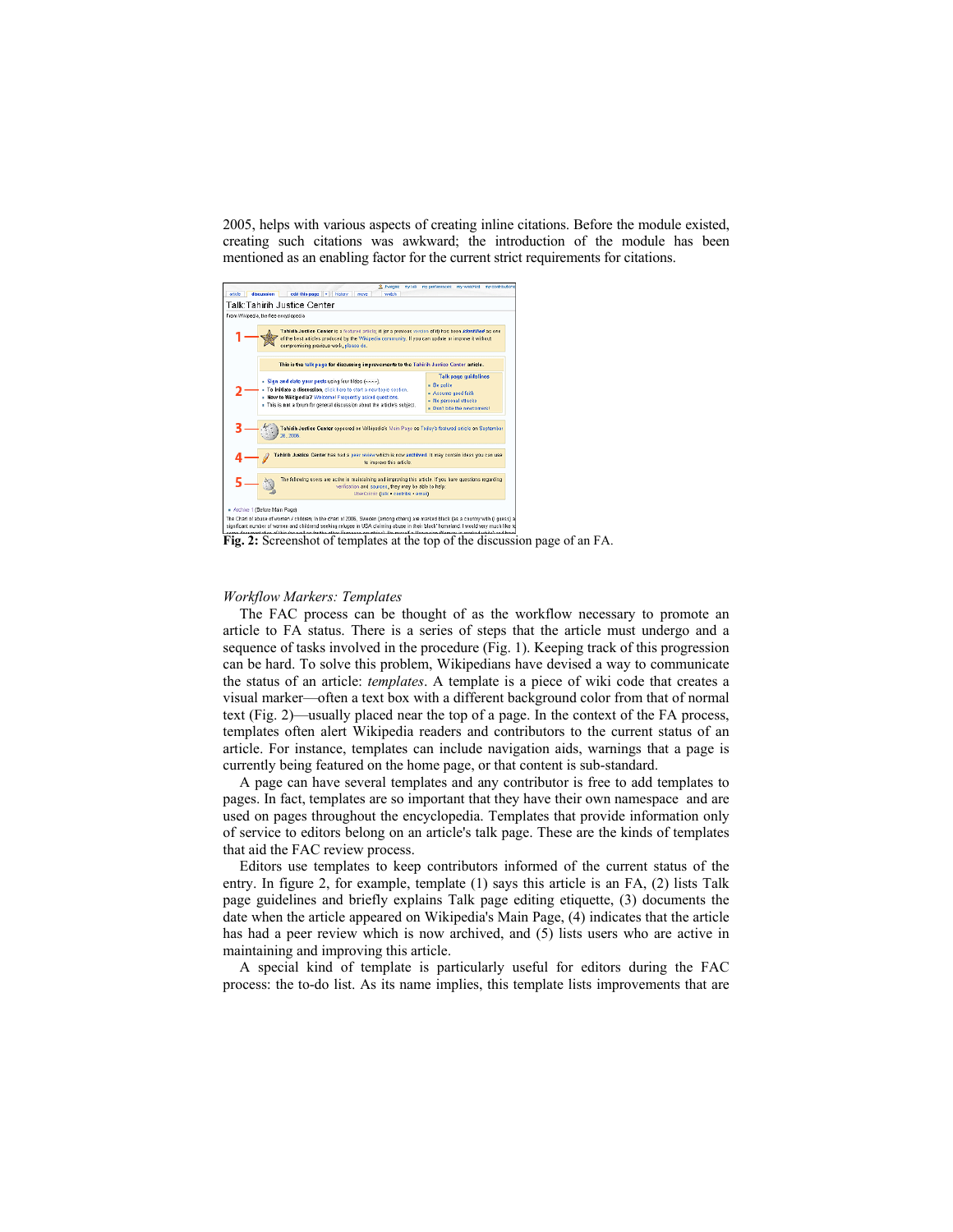2005, helps with various aspects of creating inline citations. Before the module existed, creating such citations was awkward; the introduction of the module has been mentioned as an enabling factor for the current strict requirements for citations.

**Fig. 2:** Screenshot of templates at the top of the discussion page of an FA.

*Workflow Markers: Templates*

The FAC process can be thought of as the workflow necessary to promote an article to FA status. There is a series of steps that the article must undergo and a sequence of tasks involved in the procedure (Fig. 1). Keeping track of this progression can be hard. To solve this problem, Wikipedians have devised a way to communicate the status of an article: *templates*. A template is a piece of wiki code that creates a visual marker—often a text box with a different background color from that of normal text (Fig. 2)—usually placed near the top of a page. In the context of the FA process, templates often alert Wikipedia readers and contributors to the current status of an article. For instance, templates can include navigation aids, warnings that a page is currently being featured on the home page, or that content is sub-standard.

A page can have several templates and any contributor is free to add templates to pages. In fact, templates are so important that they have their own namespace and are used on pages throughout the encyclopedia. Templates that provide information only of service to editors belong on an article's talk page. These are the kinds of templates that aid the FAC review process.

Editors use templates to keep contributors informed of the current status of the entry. In figure 2, for example, template (1) says this article is an FA, (2) lists Talk page guidelines and briefly explains Talk page editing etiquette, (3) documents the date when the article appeared on Wikipedia's Main Page, (4) indicates that the article has had a peer review which is now archived, and (5) lists users who are active in maintaining and improving this article.

A special kind of template is particularly useful for editors during the FAC process: the to-do list. As its name implies, this template lists improvements that are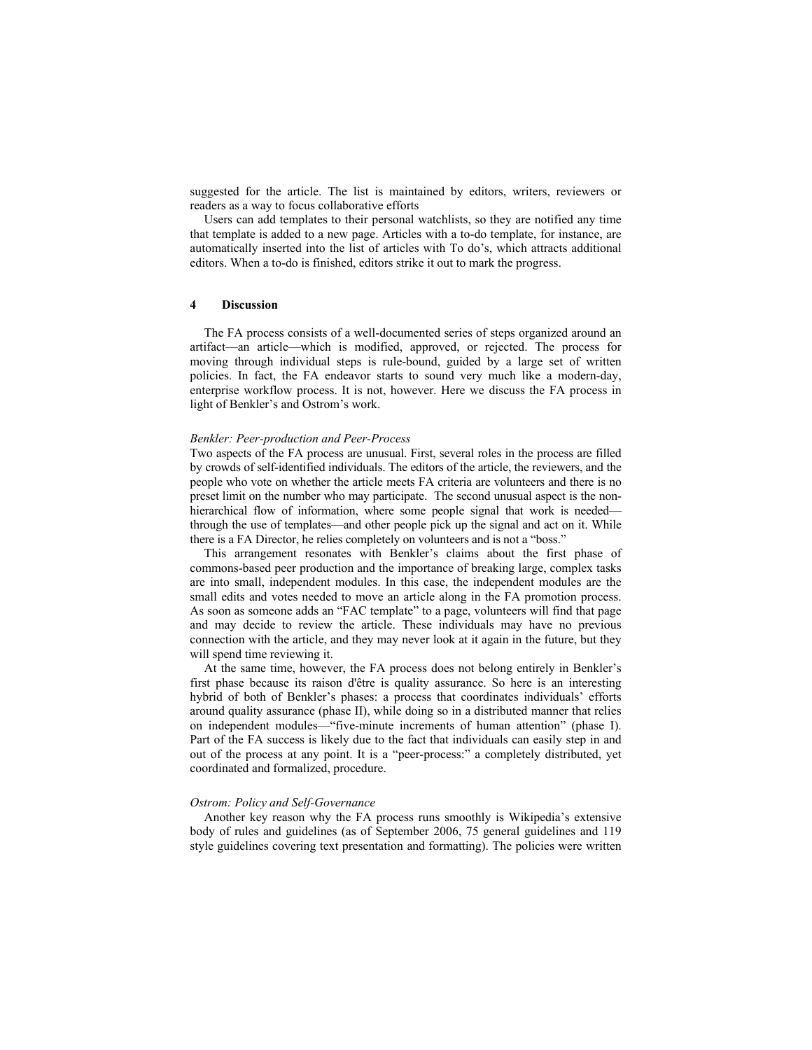suggested for the article. The list is maintained by editors, writers, reviewers or readers as a way to focus collaborative efforts

Users can add templates to their personal watchlists, so they are notified any time that template is added to a new page. Articles with a to-do template, for instance, are automatically inserted into the list of articles with To do's, which attracts additional editors. When a to-do is finished, editors strike it out to mark the progress.

## 4 Discussion

The FA process consists of a well-documented series of steps organized around an artifact—an article—which is modified, approved, or rejected. The process for moving through individual steps is rule-bound, guided by a large set of written policies. In fact, the FA endeavor starts to sound very much like a modern-day, enterprise workflow process. It is not, however. Here we discuss the FA process in light of Benkler's and Ostrom's work.

*Benkler: Peer-production and Peer-Process*

Two aspects of the FA process are unusual. First, several roles in the process are filled by crowds of self-identified individuals. The editors of the article, the reviewers, and the people who vote on whether the article meets FA criteria are volunteers and there is no preset limit on the number who may participate. The second unusual aspect is the non-hierarchical flow of information, where some people signal that work is needed—through the use of templates—and other people pick up the signal and act on it. While there is a FA Director, he relies completely on volunteers and is not a "boss."

This arrangement resonates with Benkler's claims about the first phase of commons-based peer production and the importance of breaking large, complex tasks are into small, independent modules. In this case, the independent modules are the small edits and votes needed to move an article along in the FA promotion process. As soon as someone adds an "FAC template" to a page, volunteers will find that page and may decide to review the article. These individuals may have no previous connection with the article, and they may never look at it again in the future, but they will spend time reviewing it.

At the same time, however, the FA process does not belong entirely in Benkler's first phase because its raison d'être is quality assurance. So here is an interesting hybrid of both of Benkler's phases: a process that coordinates individuals' efforts around quality assurance (phase II), while doing so in a distributed manner that relies on independent modules—"five-minute increments of human attention" (phase I). Part of the FA success is likely due to the fact that individuals can easily step in and out of the process at any point. It is a "peer-process:" a completely distributed, yet coordinated and formalized, procedure.

*Ostrom: Policy and Self-Governance*

Another key reason why the FA process runs smoothly is Wikipedia's extensive body of rules and guidelines (as of September 2006, 75 general guidelines and 119 style guidelines covering text presentation and formatting). The policies were written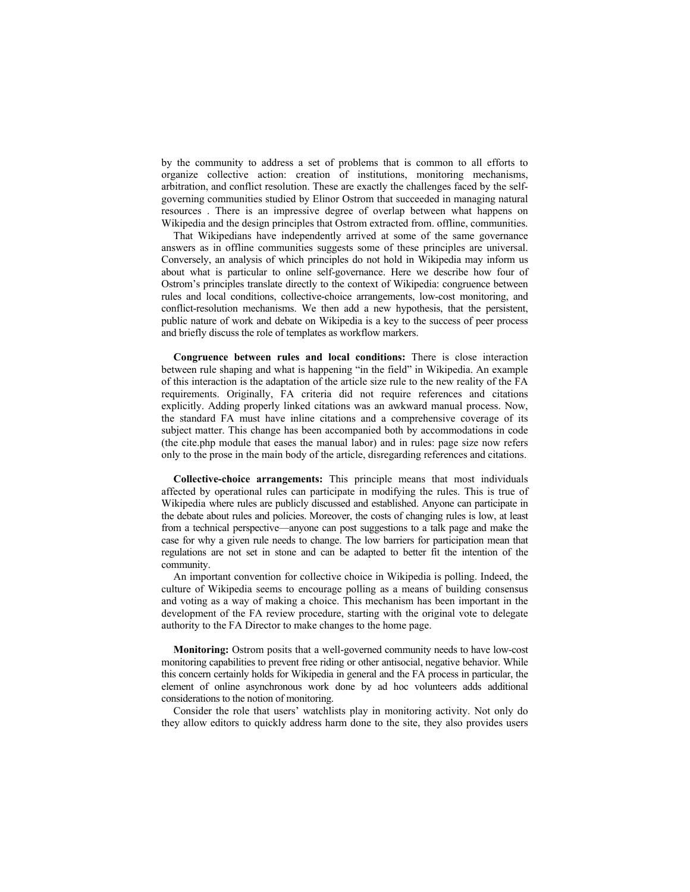by the community to address a set of problems that is common to all efforts to organize collective action: creation of institutions, monitoring mechanisms, arbitration, and conflict resolution. These are exactly the challenges faced by the self-governing communities studied by Elinor Ostrom that succeeded in managing natural resources . There is an impressive degree of overlap between what happens on Wikipedia and the design principles that Ostrom extracted from. offline, communities.

That Wikipedians have independently arrived at some of the same governance answers as in offline communities suggests some of these principles are universal. Conversely, an analysis of which principles do not hold in Wikipedia may inform us about what is particular to online self-governance. Here we describe how four of Ostrom's principles translate directly to the context of Wikipedia: congruence between rules and local conditions, collective-choice arrangements, low-cost monitoring, and conflict-resolution mechanisms. We then add a new hypothesis, that the persistent, public nature of work and debate on Wikipedia is a key to the success of peer process and briefly discuss the role of templates as workflow markers.

**Congruence between rules and local conditions:** There is close interaction between rule shaping and what is happening "in the field" in Wikipedia. An example of this interaction is the adaptation of the article size rule to the new reality of the FA requirements. Originally, FA criteria did not require references and citations explicitly. Adding properly linked citations was an awkward manual process. Now, the standard FA must have inline citations and a comprehensive coverage of its subject matter. This change has been accompanied both by accommodations in code (the cite.php module that eases the manual labor) and in rules: page size now refers only to the prose in the main body of the article, disregarding references and citations.

**Collective-choice arrangements:** This principle means that most individuals affected by operational rules can participate in modifying the rules. This is true of Wikipedia where rules are publicly discussed and established. Anyone can participate in the debate about rules and policies. Moreover, the costs of changing rules is low, at least from a technical perspective—anyone can post suggestions to a talk page and make the case for why a given rule needs to change. The low barriers for participation mean that regulations are not set in stone and can be adapted to better fit the intention of the community.

An important convention for collective choice in Wikipedia is polling. Indeed, the culture of Wikipedia seems to encourage polling as a means of building consensus and voting as a way of making a choice. This mechanism has been important in the development of the FA review procedure, starting with the original vote to delegate authority to the FA Director to make changes to the home page.

**Monitoring:** Ostrom posits that a well-governed community needs to have low-cost monitoring capabilities to prevent free riding or other antisocial, negative behavior. While this concern certainly holds for Wikipedia in general and the FA process in particular, the element of online asynchronous work done by ad hoc volunteers adds additional considerations to the notion of monitoring.

Consider the role that users' watchlists play in monitoring activity. Not only do they allow editors to quickly address harm done to the site, they also provides users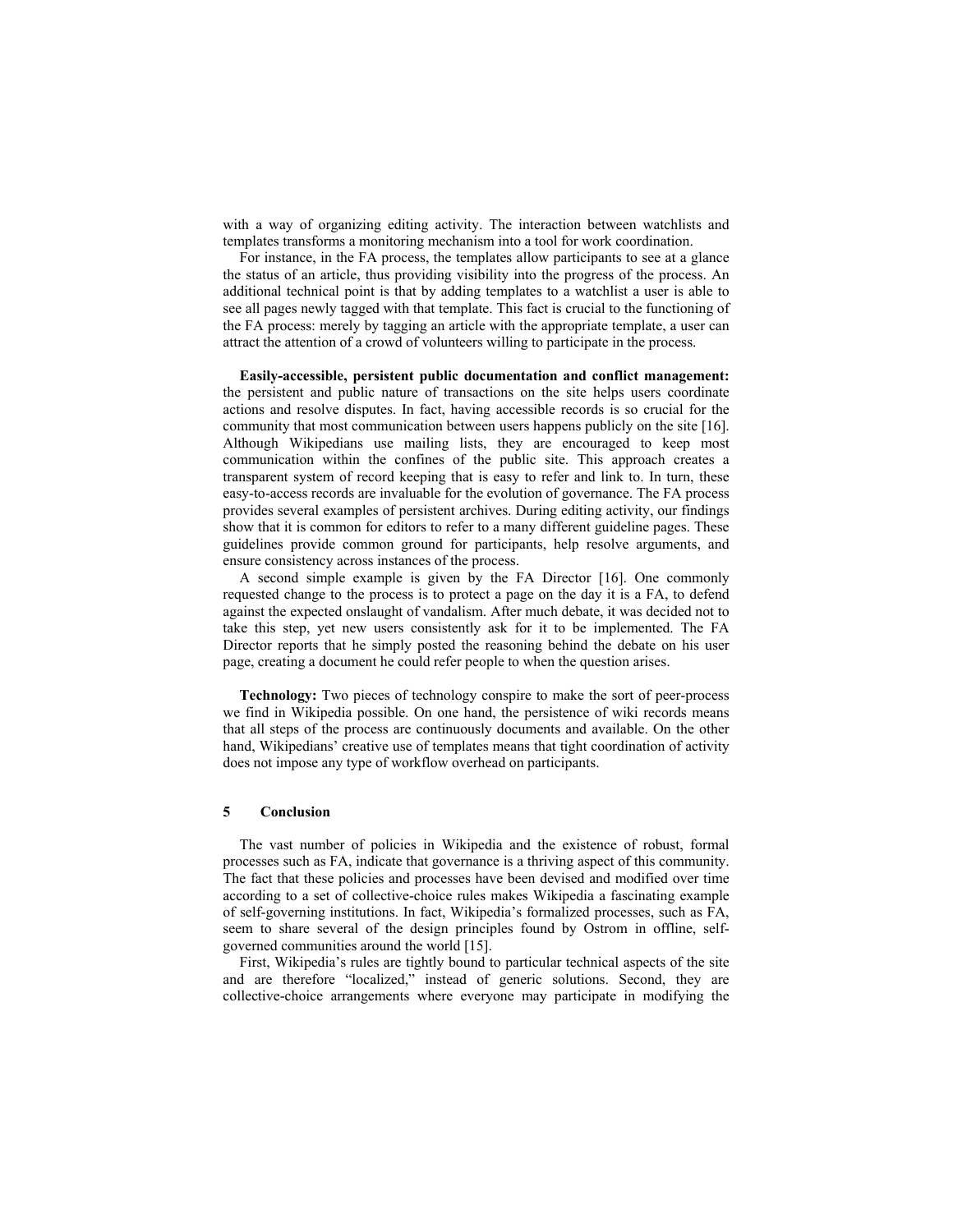with a way of organizing editing activity. The interaction between watchlists and templates transforms a monitoring mechanism into a tool for work coordination.

For instance, in the FA process, the templates allow participants to see at a glance the status of an article, thus providing visibility into the progress of the process. An additional technical point is that by adding templates to a watchlist a user is able to see all pages newly tagged with that template. This fact is crucial to the functioning of the FA process: merely by tagging an article with the appropriate template, a user can attract the attention of a crowd of volunteers willing to participate in the process.

**Easily-accessible, persistent public documentation and conflict management:** the persistent and public nature of transactions on the site helps users coordinate actions and resolve disputes. In fact, having accessible records is so crucial for the community that most communication between users happens publicly on the site [16]. Although Wikipedians use mailing lists, they are encouraged to keep most communication within the confines of the public site. This approach creates a transparent system of record keeping that is easy to refer and link to. In turn, these easy-to-access records are invaluable for the evolution of governance. The FA process provides several examples of persistent archives. During editing activity, our findings show that it is common for editors to refer to a many different guideline pages. These guidelines provide common ground for participants, help resolve arguments, and ensure consistency across instances of the process.

A second simple example is given by the FA Director [16]. One commonly requested change to the process is to protect a page on the day it is a FA, to defend against the expected onslaught of vandalism. After much debate, it was decided not to take this step, yet new users consistently ask for it to be implemented. The FA Director reports that he simply posted the reasoning behind the debate on his user page, creating a document he could refer people to when the question arises.

**Technology:** Two pieces of technology conspire to make the sort of peer-process we find in Wikipedia possible. On one hand, the persistence of wiki records means that all steps of the process are continuously documents and available. On the other hand, Wikipedians' creative use of templates means that tight coordination of activity does not impose any type of workflow overhead on participants.

## 5 Conclusion

The vast number of policies in Wikipedia and the existence of robust, formal processes such as FA, indicate that governance is a thriving aspect of this community. The fact that these policies and processes have been devised and modified over time according to a set of collective-choice rules makes Wikipedia a fascinating example of self-governing institutions. In fact, Wikipedia's formalized processes, such as FA, seem to share several of the design principles found by Ostrom in offline, self-governed communities around the world [15].

First, Wikipedia's rules are tightly bound to particular technical aspects of the site and are therefore "localized," instead of generic solutions. Second, they are collective-choice arrangements where everyone may participate in modifying the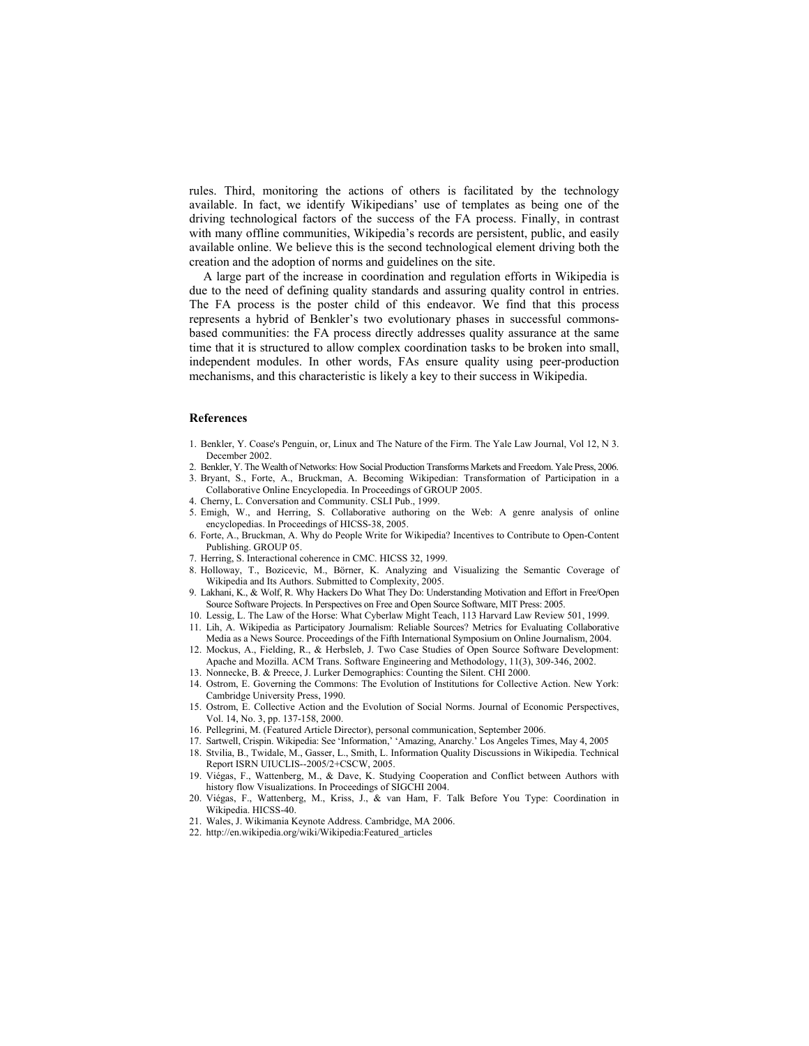rules. Third, monitoring the actions of others is facilitated by the technology available. In fact, we identify Wikipedians' use of templates as being one of the driving technological factors of the success of the FA process. Finally, in contrast with many offline communities, Wikipedia's records are persistent, public, and easily available online. We believe this is the second technological element driving both the creation and the adoption of norms and guidelines on the site.

A large part of the increase in coordination and regulation efforts in Wikipedia is due to the need of defining quality standards and assuring quality control in entries. The FA process is the poster child of this endeavor. We find that this process represents a hybrid of Benkler's two evolutionary phases in successful commons-based communities: the FA process directly addresses quality assurance at the same time that it is structured to allow complex coordination tasks to be broken into small, independent modules. In other words, FAs ensure quality using peer-production mechanisms, and this characteristic is likely a key to their success in Wikipedia.

## References

1. Benkler, Y. Coase's Penguin, or, Linux and The Nature of the Firm. The Yale Law Journal, Vol 12, N 3. December 2002.
2. Benkler, Y. The Wealth of Networks: How Social Production Transforms Markets and Freedom. Yale Press, 2006.
3. Bryant, S., Forte, A., Bruckman, A. Becoming Wikipedian: Transformation of Participation in a Collaborative Online Encyclopedia. In Proceedings of GROUP 2005.
4. Cherny, L. Conversation and Community. CSLI Pub., 1999.
5. Emigh, W., and Herring, S. Collaborative authoring on the Web: A genre analysis of online encyclopedias. In Proceedings of HICSS-38, 2005.
6. Forte, A., Bruckman, A. Why do People Write for Wikipedia? Incentives to Contribute to Open-Content Publishing. GROUP 05.
7. Herring, S. Interactional coherence in CMC. HICSS 32, 1999.
8. Holloway, T., Bozicevic, M., Börner, K. Analyzing and Visualizing the Semantic Coverage of Wikipedia and Its Authors. Submitted to Complexity, 2005.
9. Lakhani, K., & Wolf, R. Why Hackers Do What They Do: Understanding Motivation and Effort in Free/Open Source Software Projects. In Perspectives on Free and Open Source Software, MIT Press: 2005.
10. Lessig, L. The Law of the Horse: What Cyberlaw Might Teach, 113 Harvard Law Review 501, 1999.
11. Lih, A. Wikipedia as Participatory Journalism: Reliable Sources? Metrics for Evaluating Collaborative Media as a News Source. Proceedings of the Fifth International Symposium on Online Journalism, 2004.
12. Mockus, A., Fielding, R., & Herbsleb, J. Two Case Studies of Open Source Software Development: Apache and Mozilla. ACM Trans. Software Engineering and Methodology, 11(3), 309-346, 2002.
13. Nonnecke, B. & Preece, J. Lurker Demographics: Counting the Silent. CHI 2000.
14. Ostrom, E. Governing the Commons: The Evolution of Institutions for Collective Action. New York: Cambridge University Press, 1990.
15. Ostrom, E. Collective Action and the Evolution of Social Norms. Journal of Economic Perspectives, Vol. 14, No. 3, pp. 137-158, 2000.
16. Pellegrini, M. (Featured Article Director), personal communication, September 2006.
17. Sartwell, Crispin. Wikipedia: See 'Information,' 'Amazing, Anarchy.' Los Angeles Times, May 4, 2005
18. Stvilia, B., Twidale, M., Gasser, L., Smith, L. Information Quality Discussions in Wikipedia. Technical Report ISRN UIUCLIS--2005/2+CSCW, 2005.
19. Viégas, F., Wattenberg, M., & Dave, K. Studying Cooperation and Conflict between Authors with history flow Visualizations. In Proceedings of SIGCHI 2004.
20. Viégas, F., Wattenberg, M., Kriss, J., & van Ham, F. Talk Before You Type: Coordination in Wikipedia. HICSS-40.
21. Wales, J. Wikimania Keynote Address. Cambridge, MA 2006.
22. http://en.wikipedia.org/wiki/Wikipedia:Featured_articles